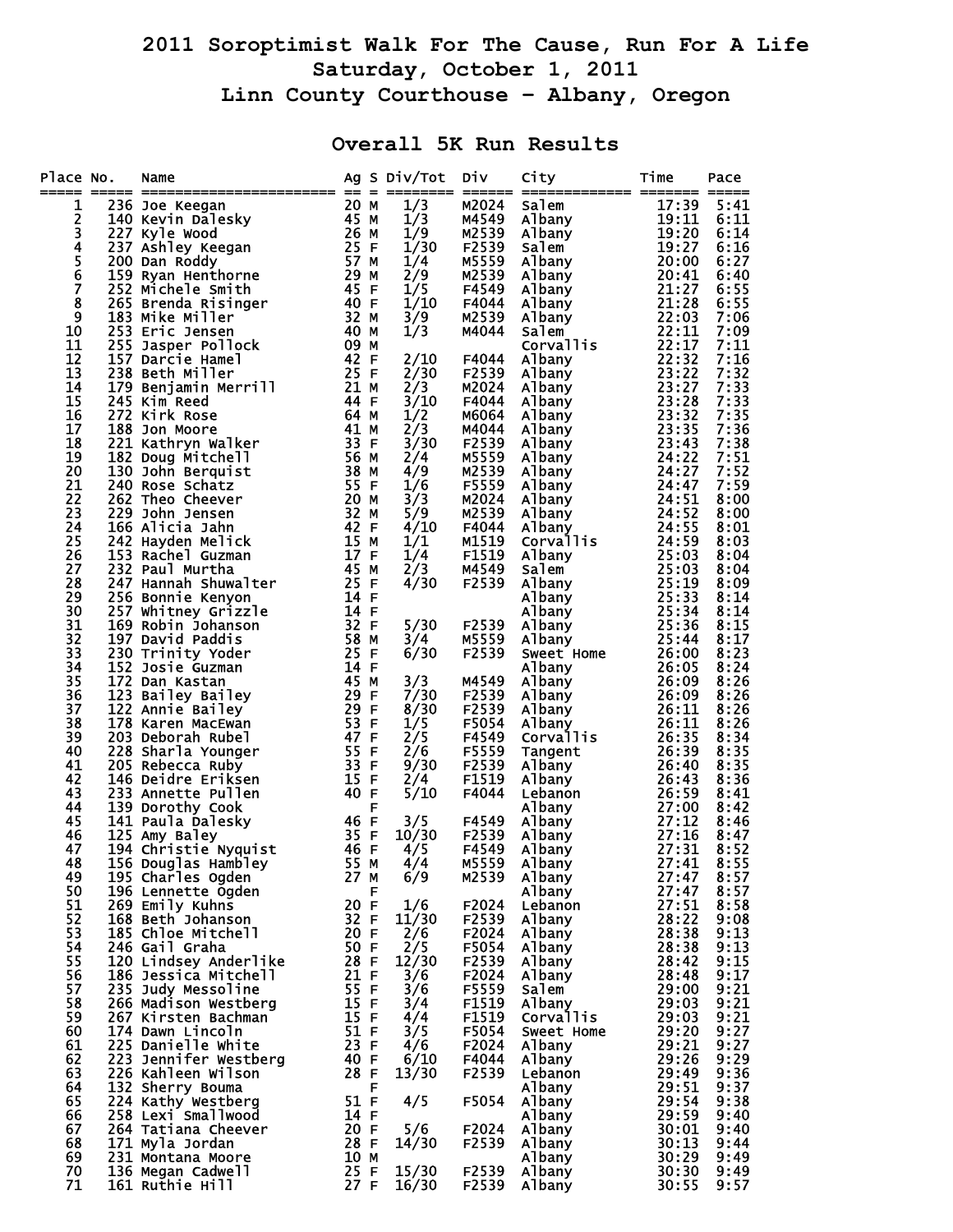# 2011 Soroptimist Walk For The Cause, Run For A Life

## Saturday, October 1, 2011

## Linn County Courthouse - Albany, Oregon

## Overall 5K Run Results

| Place | No. | Name | Ag | S | Div/Tot | Div | City | Time | Pace |
|---|---|---|---|---|---|---|---|---|---|
| 1 | 236 | Joe Keegan | 20 | M | 1/3 | M2024 | Salem | 17:39 | 5:41 |
| 2 | 140 | Kevin Dalesky | 45 | M | 1/3 | M4549 | Albany | 19:11 | 6:11 |
| 3 | 227 | Kyle Wood | 26 | M | 1/9 | M2539 | Albany | 19:20 | 6:14 |
| 4 | 237 | Ashley Keegan | 25 | F | 1/30 | F2539 | Salem | 19:27 | 6:16 |
| 5 | 200 | Dan Roddy | 57 | M | 1/4 | M5559 | Albany | 20:00 | 6:27 |
| 6 | 159 | Ryan Henthorne | 29 | M | 2/9 | M2539 | Albany | 20:41 | 6:40 |
| 7 | 252 | Michele Smith | 45 | F | 1/5 | F4549 | Albany | 21:27 | 6:55 |
| 8 | 265 | Brenda Risinger | 40 | F | 1/10 | F4044 | Albany | 21:28 | 6:55 |
| 9 | 183 | Mike Miller | 32 | M | 3/9 | M2539 | Albany | 22:03 | 7:06 |
| 10 | 253 | Eric Jensen | 40 | M | 1/3 | M4044 | Salem | 22:11 | 7:09 |
| 11 | 255 | Jasper Pollock | 09 | M | | | Corvallis | 22:17 | 7:11 |
| 12 | 157 | Darcie Hamel | 42 | F | 2/10 | F4044 | Albany | 22:32 | 7:16 |
| 13 | 238 | Beth Miller | 25 | F | 2/30 | F2539 | Albany | 23:22 | 7:32 |
| 14 | 179 | Benjamin Merrill | 21 | M | 2/3 | M2024 | Albany | 23:27 | 7:33 |
| 15 | 245 | Kim Reed | 44 | F | 3/10 | F4044 | Albany | 23:28 | 7:33 |
| 16 | 272 | Kirk Rose | 64 | M | 1/2 | M6064 | Albany | 23:32 | 7:35 |
| 17 | 188 | Jon Moore | 41 | M | 2/3 | M4044 | Albany | 23:35 | 7:36 |
| 18 | 221 | Kathryn Walker | 33 | F | 3/30 | F2539 | Albany | 23:43 | 7:38 |
| 19 | 182 | Doug Mitchell | 56 | M | 2/4 | M5559 | Albany | 24:22 | 7:51 |
| 20 | 130 | John Berquist | 38 | M | 4/9 | M2539 | Albany | 24:27 | 7:52 |
| 21 | 240 | Rose Schatz | 55 | F | 1/6 | F5559 | Albany | 24:47 | 7:59 |
| 22 | 262 | Theo Cheever | 20 | M | 3/3 | M2024 | Albany | 24:51 | 8:00 |
| 23 | 229 | John Jensen | 32 | M | 5/9 | M2539 | Albany | 24:52 | 8:00 |
| 24 | 166 | Alicia Jahn | 42 | F | 4/10 | F4044 | Albany | 24:55 | 8:01 |
| 25 | 242 | Hayden Melick | 15 | M | 1/1 | M1519 | Corvallis | 24:59 | 8:03 |
| 26 | 153 | Rachel Guzman | 17 | F | 1/4 | F1519 | Albany | 25:03 | 8:04 |
| 27 | 232 | Paul Murtha | 45 | M | 2/3 | M4549 | Salem | 25:03 | 8:04 |
| 28 | 247 | Hannah Shuwalter | 25 | F | 4/30 | F2539 | Albany | 25:19 | 8:09 |
| 29 | 256 | Bonnie Kenyon | 14 | F | | | Albany | 25:33 | 8:14 |
| 30 | 257 | Whitney Grizzle | 14 | F | | | Albany | 25:34 | 8:14 |
| 31 | 169 | Robin Johanson | 32 | F | 5/30 | F2539 | Albany | 25:36 | 8:15 |
| 32 | 197 | David Paddis | 58 | M | 3/4 | M5559 | Albany | 25:44 | 8:17 |
| 33 | 230 | Trinity Yoder | 25 | F | 6/30 | F2539 | Sweet Home | 26:00 | 8:23 |
| 34 | 152 | Josie Guzman | 14 | F | | | Albany | 26:05 | 8:24 |
| 35 | 172 | Dan Kastan | 45 | M | 3/3 | M4549 | Albany | 26:09 | 8:26 |
| 36 | 123 | Bailey Bailey | 29 | F | 7/30 | F2539 | Albany | 26:09 | 8:26 |
| 37 | 122 | Annie Bailey | 29 | F | 8/30 | F2539 | Albany | 26:11 | 8:26 |
| 38 | 178 | Karen MacEwan | 53 | F | 1/5 | F5054 | Albany | 26:11 | 8:26 |
| 39 | 203 | Deborah Rubel | 47 | F | 2/5 | F4549 | Corvallis | 26:35 | 8:34 |
| 40 | 228 | Sharla Younger | 55 | F | 2/6 | F5559 | Tangent | 26:39 | 8:35 |
| 41 | 205 | Rebecca Ruby | 33 | F | 9/30 | F2539 | Albany | 26:40 | 8:35 |
| 42 | 146 | Deidre Eriksen | 15 | F | 2/4 | F1519 | Albany | 26:43 | 8:36 |
| 43 | 233 | Annette Pullen | 40 | F | 5/10 | F4044 | Lebanon | 26:59 | 8:41 |
| 44 | 139 | Dorothy Cook | | F | | | Albany | 27:00 | 8:42 |
| 45 | 141 | Paula Dalesky | 46 | F | 3/5 | F4549 | Albany | 27:12 | 8:46 |
| 46 | 125 | Amy Baley | 35 | F | 10/30 | F2539 | Albany | 27:16 | 8:47 |
| 47 | 194 | Christie Nyquist | 46 | F | 4/5 | F4549 | Albany | 27:31 | 8:52 |
| 48 | 156 | Douglas Hambley | 55 | M | 4/4 | M5559 | Albany | 27:41 | 8:55 |
| 49 | 195 | Charles Ogden | 27 | M | 6/9 | M2539 | Albany | 27:47 | 8:57 |
| 50 | 196 | Lennette Ogden | | F | | | Albany | 27:47 | 8:57 |
| 51 | 269 | Emily Kuhns | 20 | F | 1/6 | F2024 | Lebanon | 27:51 | 8:58 |
| 52 | 168 | Beth Johanson | 32 | F | 11/30 | F2539 | Albany | 28:22 | 9:08 |
| 53 | 185 | Chloe Mitchell | 20 | F | 2/6 | F2024 | Albany | 28:38 | 9:13 |
| 54 | 246 | Gail Graha | 50 | F | 2/5 | F5054 | Albany | 28:38 | 9:13 |
| 55 | 120 | Lindsey Anderlike | 28 | F | 12/30 | F2539 | Albany | 28:42 | 9:15 |
| 56 | 186 | Jessica Mitchell | 21 | F | 3/6 | F2024 | Albany | 28:48 | 9:17 |
| 57 | 235 | Judy Messoline | 55 | F | 3/6 | F5559 | Salem | 29:00 | 9:21 |
| 58 | 266 | Madison Westberg | 15 | F | 3/4 | F1519 | Albany | 29:03 | 9:21 |
| 59 | 267 | Kirsten Bachman | 15 | F | 4/4 | F1519 | Corvallis | 29:03 | 9:21 |
| 60 | 174 | Dawn Lincoln | 51 | F | 3/5 | F5054 | Sweet Home | 29:20 | 9:27 |
| 61 | 225 | Danielle White | 23 | F | 4/6 | F2024 | Albany | 29:21 | 9:27 |
| 62 | 223 | Jennifer Westberg | 40 | F | 6/10 | F4044 | Albany | 29:26 | 9:29 |
| 63 | 226 | Kahleen Wilson | 28 | F | 13/30 | F2539 | Lebanon | 29:49 | 9:36 |
| 64 | 132 | Sherry Bouma | | F | | | Albany | 29:51 | 9:37 |
| 65 | 224 | Kathy Westberg | 51 | F | 4/5 | F5054 | Albany | 29:54 | 9:38 |
| 66 | 258 | Lexi Smallwood | 14 | F | | | Albany | 29:59 | 9:40 |
| 67 | 264 | Tatiana Cheever | 20 | F | 5/6 | F2024 | Albany | 30:01 | 9:40 |
| 68 | 171 | Myla Jordan | 28 | F | 14/30 | F2539 | Albany | 30:13 | 9:44 |
| 69 | 231 | Montana Moore | 10 | M | | | Albany | 30:29 | 9:49 |
| 70 | 136 | Megan Cadwell | 25 | F | 15/30 | F2539 | Albany | 30:30 | 9:49 |
| 71 | 161 | Ruthie Hill | 27 | F | 16/30 | F2539 | Albany | 30:55 | 9:57 |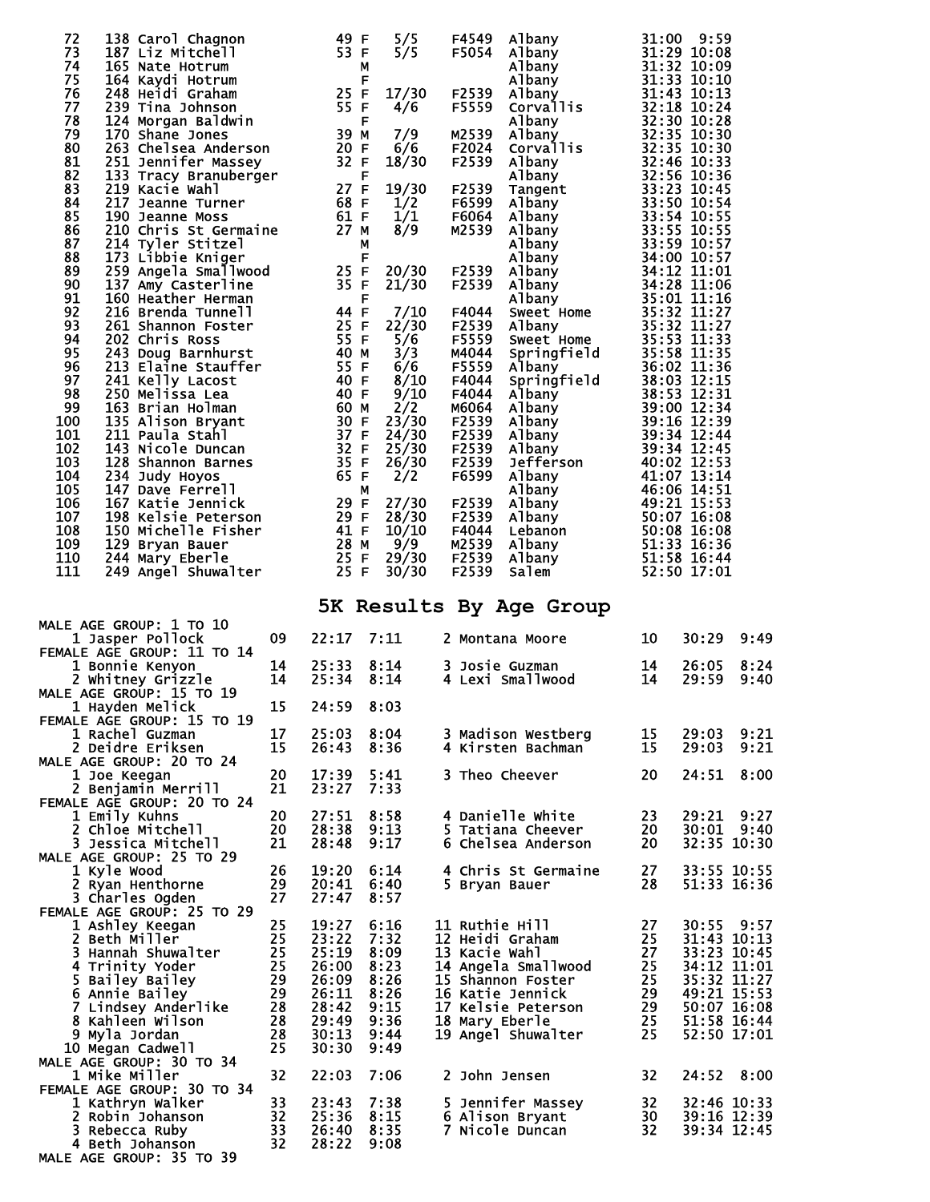| Place | Bib | Name | Age | Sex | Div Place | Division | City | Time | Pace |
|---|---|---|---|---|---|---|---|---|---|
| 72 | 138 | Carol Chagnon | 49 | F | 5/5 | F4549 | Albany | 31:00 | 9:59 |
| 73 | 187 | Liz Mitchell | 53 | F | 5/5 | F5054 | Albany | 31:29 | 10:08 |
| 74 | 165 | Nate Hotrum | | M | | | Albany | 31:32 | 10:09 |
| 75 | 164 | Kaydi Hotrum | | F | | | Albany | 31:33 | 10:10 |
| 76 | 248 | Heidi Graham | 25 | F | 17/30 | F2539 | Albany | 31:43 | 10:13 |
| 77 | 239 | Tina Johnson | 55 | F | 4/6 | F5559 | Corvallis | 32:18 | 10:24 |
| 78 | 124 | Morgan Baldwin | | F | | | Albany | 32:30 | 10:28 |
| 79 | 170 | Shane Jones | 39 | M | 7/9 | M2539 | Albany | 32:35 | 10:30 |
| 80 | 263 | Chelsea Anderson | 20 | F | 6/6 | F2024 | Corvallis | 32:35 | 10:30 |
| 81 | 251 | Jennifer Massey | 32 | F | 18/30 | F2539 | Albany | 32:46 | 10:33 |
| 82 | 133 | Tracy Branuberger | | F | | | Albany | 32:56 | 10:36 |
| 83 | 219 | Kacie Wahl | 27 | F | 19/30 | F2539 | Tangent | 33:23 | 10:45 |
| 84 | 217 | Jeanne Turner | 68 | F | 1/2 | F6599 | Albany | 33:50 | 10:54 |
| 85 | 190 | Jeanne Moss | 61 | F | 1/1 | F6064 | Albany | 33:54 | 10:55 |
| 86 | 210 | Chris St Germaine | 27 | M | 8/9 | M2539 | Albany | 33:55 | 10:55 |
| 87 | 214 | Tyler Stitzel | | M | | | Albany | 33:59 | 10:57 |
| 88 | 173 | Libbie Kniger | | F | | | Albany | 34:00 | 10:57 |
| 89 | 259 | Angela Smallwood | 25 | F | 20/30 | F2539 | Albany | 34:12 | 11:01 |
| 90 | 137 | Amy Casterline | 35 | F | 21/30 | F2539 | Albany | 34:28 | 11:06 |
| 91 | 160 | Heather Herman | | F | | | Albany | 35:01 | 11:16 |
| 92 | 216 | Brenda Tunnell | 44 | F | 7/10 | F4044 | Sweet Home | 35:32 | 11:27 |
| 93 | 261 | Shannon Foster | 25 | F | 22/30 | F2539 | Albany | 35:32 | 11:27 |
| 94 | 202 | Chris Ross | 55 | F | 5/6 | F5559 | Sweet Home | 35:53 | 11:33 |
| 95 | 243 | Doug Barnhurst | 40 | M | 3/3 | M4044 | Springfield | 35:58 | 11:35 |
| 96 | 213 | Elaine Stauffer | 55 | F | 6/6 | F5559 | Albany | 36:02 | 11:36 |
| 97 | 241 | Kelly Lacost | 40 | F | 8/10 | F4044 | Springfield | 38:03 | 12:15 |
| 98 | 250 | Melissa Lea | 40 | F | 9/10 | F4044 | Albany | 38:53 | 12:31 |
| 99 | 163 | Brian Holman | 60 | M | 2/2 | M6064 | Albany | 39:00 | 12:34 |
| 100 | 135 | Alison Bryant | 30 | F | 23/30 | F2539 | Albany | 39:16 | 12:39 |
| 101 | 211 | Paula Stahl | 37 | F | 24/30 | F2539 | Albany | 39:34 | 12:44 |
| 102 | 143 | Nicole Duncan | 32 | F | 25/30 | F2539 | Albany | 39:34 | 12:45 |
| 103 | 128 | Shannon Barnes | 35 | F | 26/30 | F2539 | Jefferson | 40:02 | 12:53 |
| 104 | 234 | Judy Hoyos | 65 | F | 2/2 | F6599 | Albany | 41:07 | 13:14 |
| 105 | 147 | Dave Ferrell | | M | | | Albany | 46:06 | 14:51 |
| 106 | 167 | Katie Jennick | 29 | F | 27/30 | F2539 | Albany | 49:21 | 15:53 |
| 107 | 198 | Kelsie Peterson | 29 | F | 28/30 | F2539 | Albany | 50:07 | 16:08 |
| 108 | 150 | Michelle Fisher | 41 | F | 10/10 | F4044 | Lebanon | 50:08 | 16:08 |
| 109 | 129 | Bryan Bauer | 28 | M | 9/9 | M2539 | Albany | 51:33 | 16:36 |
| 110 | 244 | Mary Eberle | 25 | F | 29/30 | F2539 | Albany | 51:58 | 16:44 |
| 111 | 249 | Angel Shuwalter | 25 | F | 30/30 | F2539 | Salem | 52:50 | 17:01 |

# 5K Results By Age Group

**MALE AGE GROUP: 1 TO 10**

| Place | Name | Age | Time | Pace |
|---|---|---|---|---|
| 1 | Jasper Pollock | 09 | 22:17 | 7:11 |
| 2 | Montana Moore | 10 | 30:29 | 9:49 |

**FEMALE AGE GROUP: 11 TO 14**

| Place | Name | Age | Time | Pace |
|---|---|---|---|---|
| 1 | Bonnie Kenyon | 14 | 25:33 | 8:14 |
| 2 | Whitney Grizzle | 14 | 25:34 | 8:14 |
| 3 | Josie Guzman | 14 | 26:05 | 8:24 |
| 4 | Lexi Smallwood | 14 | 29:59 | 9:40 |

**MALE AGE GROUP: 15 TO 19**

| Place | Name | Age | Time | Pace |
|---|---|---|---|---|
| 1 | Hayden Melick | 15 | 24:59 | 8:03 |

**FEMALE AGE GROUP: 15 TO 19**

| Place | Name | Age | Time | Pace |
|---|---|---|---|---|
| 1 | Rachel Guzman | 17 | 25:03 | 8:04 |
| 2 | Deidre Eriksen | 15 | 26:43 | 8:36 |
| 3 | Madison Westberg | 15 | 29:03 | 9:21 |
| 4 | Kirsten Bachman | 15 | 29:03 | 9:21 |

**MALE AGE GROUP: 20 TO 24**

| Place | Name | Age | Time | Pace |
|---|---|---|---|---|
| 1 | Joe Keegan | 20 | 17:39 | 5:41 |
| 2 | Benjamin Merrill | 21 | 23:27 | 7:33 |
| 3 | Theo Cheever | 20 | 24:51 | 8:00 |

**FEMALE AGE GROUP: 20 TO 24**

| Place | Name | Age | Time | Pace |
|---|---|---|---|---|
| 1 | Emily Kuhns | 20 | 27:51 | 8:58 |
| 2 | Chloe Mitchell | 20 | 28:38 | 9:13 |
| 3 | Jessica Mitchell | 21 | 28:48 | 9:17 |
| 4 | Danielle White | 23 | 29:21 | 9:27 |
| 5 | Tatiana Cheever | 20 | 30:01 | 9:40 |
| 6 | Chelsea Anderson | 20 | 32:35 | 10:30 |

**MALE AGE GROUP: 25 TO 29**

| Place | Name | Age | Time | Pace |
|---|---|---|---|---|
| 1 | Kyle Wood | 26 | 19:20 | 6:14 |
| 2 | Ryan Henthorne | 29 | 20:41 | 6:40 |
| 3 | Charles Ogden | 27 | 27:47 | 8:57 |
| 4 | Chris St Germaine | 27 | 33:55 | 10:55 |
| 5 | Bryan Bauer | 28 | 51:33 | 16:36 |

**FEMALE AGE GROUP: 25 TO 29**

| Place | Name | Age | Time | Pace |
|---|---|---|---|---|
| 1 | Ashley Keegan | 25 | 19:27 | 6:16 |
| 2 | Beth Miller | 25 | 23:22 | 7:32 |
| 3 | Hannah Shuwalter | 25 | 25:19 | 8:09 |
| 4 | Trinity Yoder | 25 | 26:00 | 8:23 |
| 5 | Bailey Bailey | 29 | 26:09 | 8:26 |
| 6 | Annie Bailey | 29 | 26:11 | 8:26 |
| 7 | Lindsey Anderlike | 28 | 28:42 | 9:15 |
| 8 | Kahleen Wilson | 28 | 29:49 | 9:36 |
| 9 | Myla Jordan | 28 | 30:13 | 9:44 |
| 10 | Megan Cadwell | 25 | 30:30 | 9:49 |
| 11 | Ruthie Hill | 27 | 30:55 | 9:57 |
| 12 | Heidi Graham | 25 | 31:43 | 10:13 |
| 13 | Kacie Wahl | 27 | 33:23 | 10:45 |
| 14 | Angela Smallwood | 25 | 34:12 | 11:01 |
| 15 | Shannon Foster | 25 | 35:32 | 11:27 |
| 16 | Katie Jennick | 29 | 49:21 | 15:53 |
| 17 | Kelsie Peterson | 29 | 50:07 | 16:08 |
| 18 | Mary Eberle | 25 | 51:58 | 16:44 |
| 19 | Angel Shuwalter | 25 | 52:50 | 17:01 |

**MALE AGE GROUP: 30 TO 34**

| Place | Name | Age | Time | Pace |
|---|---|---|---|---|
| 1 | Mike Miller | 32 | 22:03 | 7:06 |
| 2 | John Jensen | 32 | 24:52 | 8:00 |

**FEMALE AGE GROUP: 30 TO 34**

| Place | Name | Age | Time | Pace |
|---|---|---|---|---|
| 1 | Kathryn Walker | 33 | 23:43 | 7:38 |
| 2 | Robin Johanson | 32 | 25:36 | 8:15 |
| 3 | Rebecca Ruby | 33 | 26:40 | 8:35 |
| 4 | Beth Johanson | 32 | 28:22 | 9:08 |
| 5 | Jennifer Massey | 32 | 32:46 | 10:33 |
| 6 | Alison Bryant | 30 | 39:16 | 12:39 |
| 7 | Nicole Duncan | 32 | 39:34 | 12:45 |

**MALE AGE GROUP: 35 TO 39**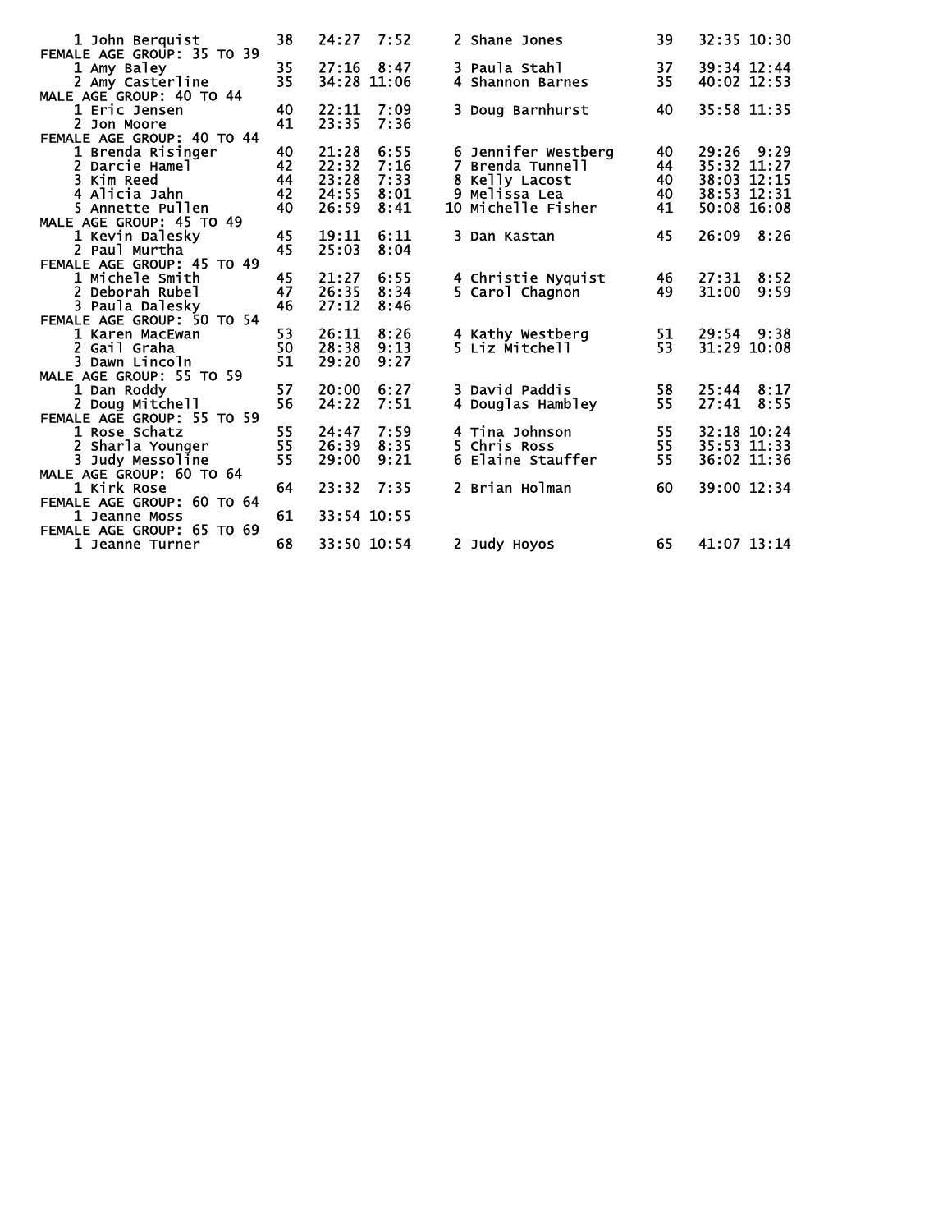| | | | | | | | | |
|---|---|---|---|---|---|---|---|---|
| 1 John Berquist | 38 | 24:27 | 7:52 | | 2 Shane Jones | 39 | 32:35 | 10:30 |

FEMALE AGE GROUP: 35 TO 39

| | | | | | | | | |
|---|---|---|---|---|---|---|---|---|
| 1 Amy Baley | 35 | 27:16 | 8:47 | | 3 Paula Stahl | 37 | 39:34 | 12:44 |
| 2 Amy Casterline | 35 | 34:28 | 11:06 | | 4 Shannon Barnes | 35 | 40:02 | 12:53 |

MALE AGE GROUP: 40 TO 44

| | | | | | | | | |
|---|---|---|---|---|---|---|---|---|
| 1 Eric Jensen | 40 | 22:11 | 7:09 | | 3 Doug Barnhurst | 40 | 35:58 | 11:35 |
| 2 Jon Moore | 41 | 23:35 | 7:36 | | | | | |

FEMALE AGE GROUP: 40 TO 44

| | | | | | | | | |
|---|---|---|---|---|---|---|---|---|
| 1 Brenda Risinger | 40 | 21:28 | 6:55 | | 6 Jennifer Westberg | 40 | 29:26 | 9:29 |
| 2 Darcie Hamel | 42 | 22:32 | 7:16 | | 7 Brenda Tunnell | 44 | 35:32 | 11:27 |
| 3 Kim Reed | 44 | 23:28 | 7:33 | | 8 Kelly Lacost | 40 | 38:03 | 12:15 |
| 4 Alicia Jahn | 42 | 24:55 | 8:01 | | 9 Melissa Lea | 40 | 38:53 | 12:31 |
| 5 Annette Pullen | 40 | 26:59 | 8:41 | | 10 Michelle Fisher | 41 | 50:08 | 16:08 |

MALE AGE GROUP: 45 TO 49

| | | | | | | | | |
|---|---|---|---|---|---|---|---|---|
| 1 Kevin Dalesky | 45 | 19:11 | 6:11 | | 3 Dan Kastan | 45 | 26:09 | 8:26 |
| 2 Paul Murtha | 45 | 25:03 | 8:04 | | | | | |

FEMALE AGE GROUP: 45 TO 49

| | | | | | | | | |
|---|---|---|---|---|---|---|---|---|
| 1 Michele Smith | 45 | 21:27 | 6:55 | | 4 Christie Nyquist | 46 | 27:31 | 8:52 |
| 2 Deborah Rubel | 47 | 26:35 | 8:34 | | 5 Carol Chagnon | 49 | 31:00 | 9:59 |
| 3 Paula Dalesky | 46 | 27:12 | 8:46 | | | | | |

FEMALE AGE GROUP: 50 TO 54

| | | | | | | | | |
|---|---|---|---|---|---|---|---|---|
| 1 Karen MacEwan | 53 | 26:11 | 8:26 | | 4 Kathy Westberg | 51 | 29:54 | 9:38 |
| 2 Gail Graha | 50 | 28:38 | 9:13 | | 5 Liz Mitchell | 53 | 31:29 | 10:08 |
| 3 Dawn Lincoln | 51 | 29:20 | 9:27 | | | | | |

MALE AGE GROUP: 55 TO 59

| | | | | | | | | |
|---|---|---|---|---|---|---|---|---|
| 1 Dan Roddy | 57 | 20:00 | 6:27 | | 3 David Paddis | 58 | 25:44 | 8:17 |
| 2 Doug Mitchell | 56 | 24:22 | 7:51 | | 4 Douglas Hambley | 55 | 27:41 | 8:55 |

FEMALE AGE GROUP: 55 TO 59

| | | | | | | | | |
|---|---|---|---|---|---|---|---|---|
| 1 Rose Schatz | 55 | 24:47 | 7:59 | | 4 Tina Johnson | 55 | 32:18 | 10:24 |
| 2 Sharla Younger | 55 | 26:39 | 8:35 | | 5 Chris Ross | 55 | 35:53 | 11:33 |
| 3 Judy Messoline | 55 | 29:00 | 9:21 | | 6 Elaine Stauffer | 55 | 36:02 | 11:36 |

MALE AGE GROUP: 60 TO 64

| | | | | | | | | |
|---|---|---|---|---|---|---|---|---|
| 1 Kirk Rose | 64 | 23:32 | 7:35 | | 2 Brian Holman | 60 | 39:00 | 12:34 |

FEMALE AGE GROUP: 60 TO 64

| | | | |
|---|---|---|---|
| 1 Jeanne Moss | 61 | 33:54 | 10:55 |

FEMALE AGE GROUP: 65 TO 69

| | | | | | | | | |
|---|---|---|---|---|---|---|---|---|
| 1 Jeanne Turner | 68 | 33:50 | 10:54 | | 2 Judy Hoyos | 65 | 41:07 | 13:14 |